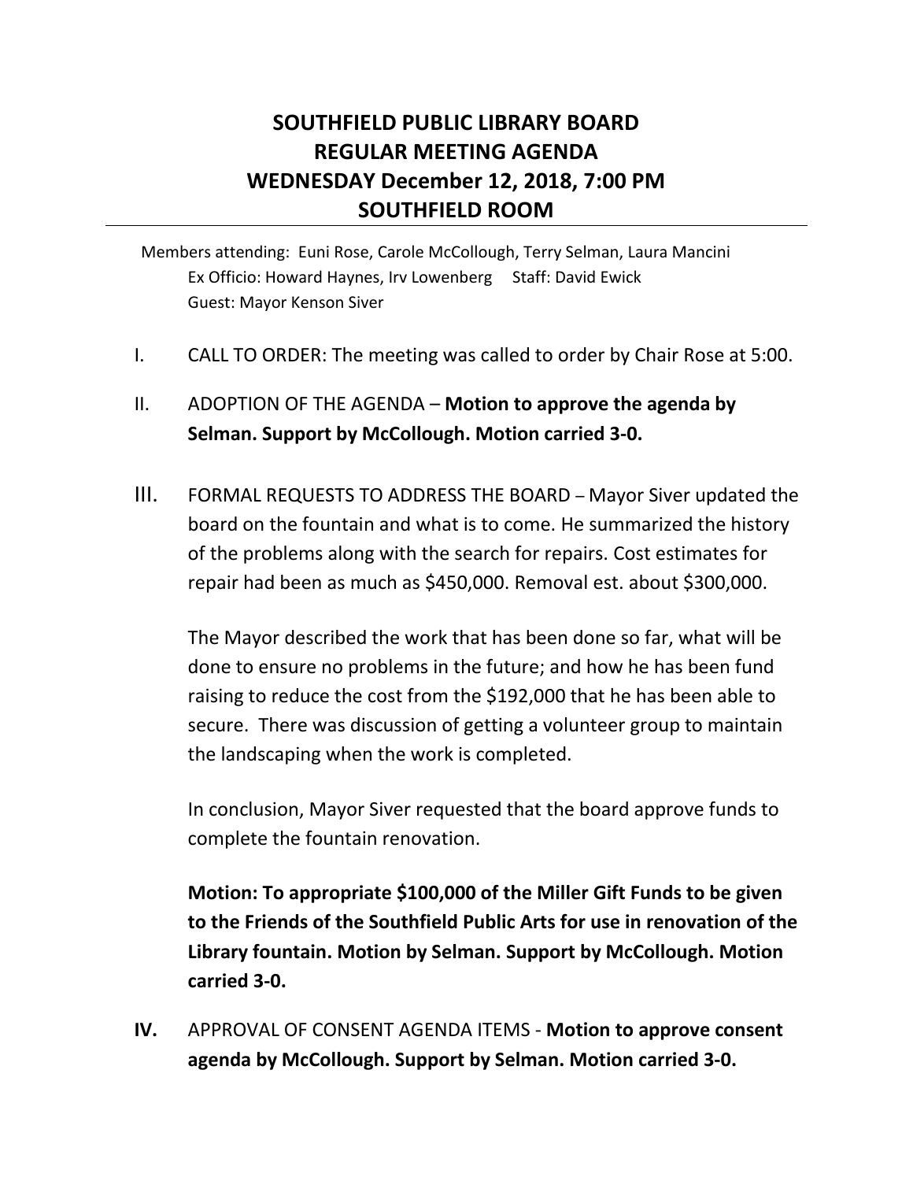# SOUTHFIELD PUBLIC LIBRARY BOARD
# REGULAR MEETING AGENDA
# WEDNESDAY December 12, 2018, 7:00 PM
# SOUTHFIELD ROOM

---

Members attending: Euni Rose, Carole McCollough, Terry Selman, Laura Mancini
Ex Officio: Howard Haynes, Irv Lowenberg     Staff: David Ewick
Guest: Mayor Kenson Siver

I. CALL TO ORDER: The meeting was called to order by Chair Rose at 5:00.

II. ADOPTION OF THE AGENDA – **Motion to approve the agenda by Selman. Support by McCollough. Motion carried 3-0.**

III. FORMAL REQUESTS TO ADDRESS THE BOARD – Mayor Siver updated the board on the fountain and what is to come. He summarized the history of the problems along with the search for repairs. Cost estimates for repair had been as much as $450,000. Removal est. about $300,000.

The Mayor described the work that has been done so far, what will be done to ensure no problems in the future; and how he has been fund raising to reduce the cost from the $192,000 that he has been able to secure. There was discussion of getting a volunteer group to maintain the landscaping when the work is completed.

In conclusion, Mayor Siver requested that the board approve funds to complete the fountain renovation.

**Motion: To appropriate $100,000 of the Miller Gift Funds to be given to the Friends of the Southfield Public Arts for use in renovation of the Library fountain. Motion by Selman. Support by McCollough. Motion carried 3-0.**

**IV.** APPROVAL OF CONSENT AGENDA ITEMS - **Motion to approve consent agenda by McCollough. Support by Selman. Motion carried 3-0.**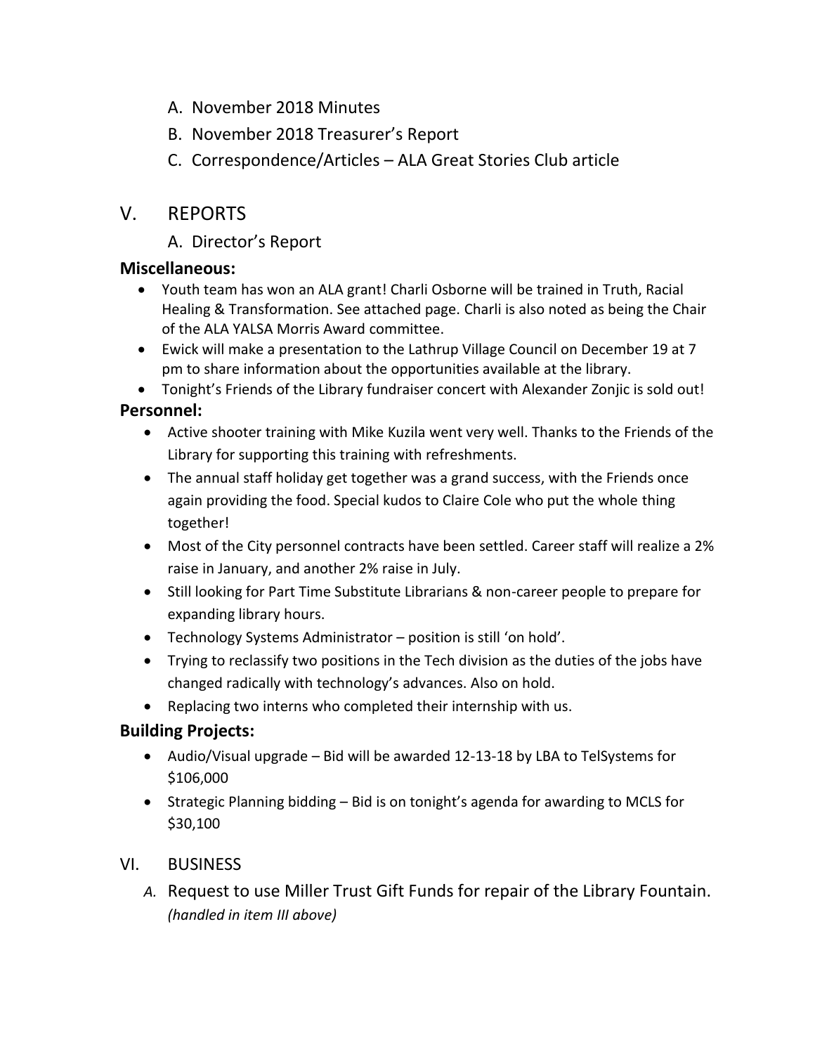A. November 2018 Minutes

B. November 2018 Treasurer's Report

C. Correspondence/Articles – ALA Great Stories Club article

## V. REPORTS

A. Director's Report

### Miscellaneous:

- Youth team has won an ALA grant! Charli Osborne will be trained in Truth, Racial Healing & Transformation. See attached page. Charli is also noted as being the Chair of the ALA YALSA Morris Award committee.
- Ewick will make a presentation to the Lathrup Village Council on December 19 at 7 pm to share information about the opportunities available at the library.
- Tonight's Friends of the Library fundraiser concert with Alexander Zonjic is sold out!

### Personnel:

- Active shooter training with Mike Kuzila went very well. Thanks to the Friends of the Library for supporting this training with refreshments.
- The annual staff holiday get together was a grand success, with the Friends once again providing the food. Special kudos to Claire Cole who put the whole thing together!
- Most of the City personnel contracts have been settled. Career staff will realize a 2% raise in January, and another 2% raise in July.
- Still looking for Part Time Substitute Librarians & non-career people to prepare for expanding library hours.
- Technology Systems Administrator – position is still 'on hold'.
- Trying to reclassify two positions in the Tech division as the duties of the jobs have changed radically with technology's advances. Also on hold.
- Replacing two interns who completed their internship with us.

### Building Projects:

- Audio/Visual upgrade – Bid will be awarded 12-13-18 by LBA to TelSystems for $106,000
- Strategic Planning bidding – Bid is on tonight's agenda for awarding to MCLS for $30,100

## VI. BUSINESS

*A.* Request to use Miller Trust Gift Funds for repair of the Library Fountain. *(handled in item III above)*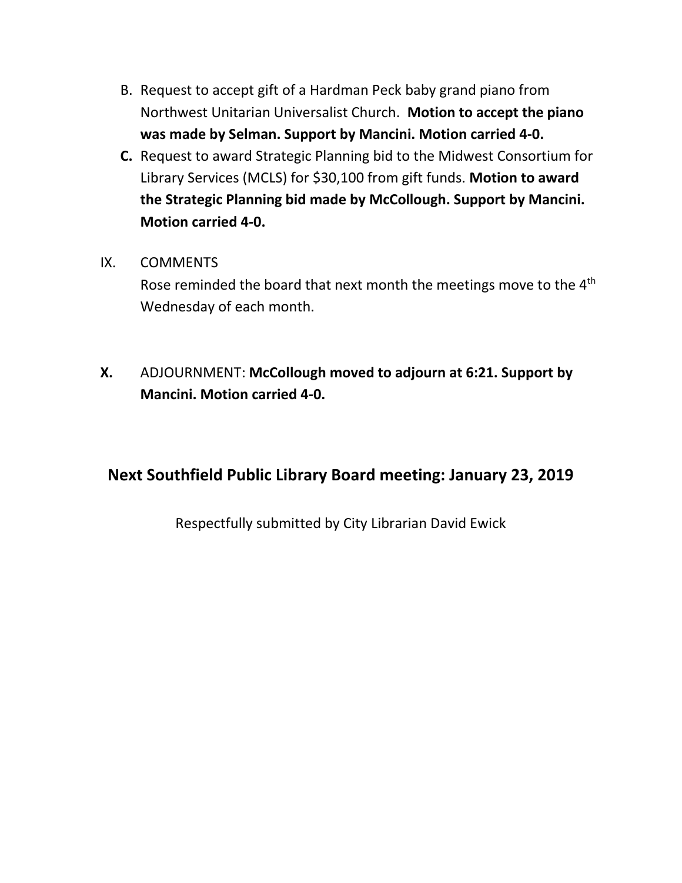B. Request to accept gift of a Hardman Peck baby grand piano from Northwest Unitarian Universalist Church. **Motion to accept the piano was made by Selman. Support by Mancini. Motion carried 4-0.**

**C.** Request to award Strategic Planning bid to the Midwest Consortium for Library Services (MCLS) for $30,100 from gift funds. **Motion to award the Strategic Planning bid made by McCollough. Support by Mancini. Motion carried 4-0.**

IX. COMMENTS

Rose reminded the board that next month the meetings move to the 4th Wednesday of each month.

**X.** ADJOURNMENT: **McCollough moved to adjourn at 6:21. Support by Mancini. Motion carried 4-0.**

## Next Southfield Public Library Board meeting: January 23, 2019

Respectfully submitted by City Librarian David Ewick